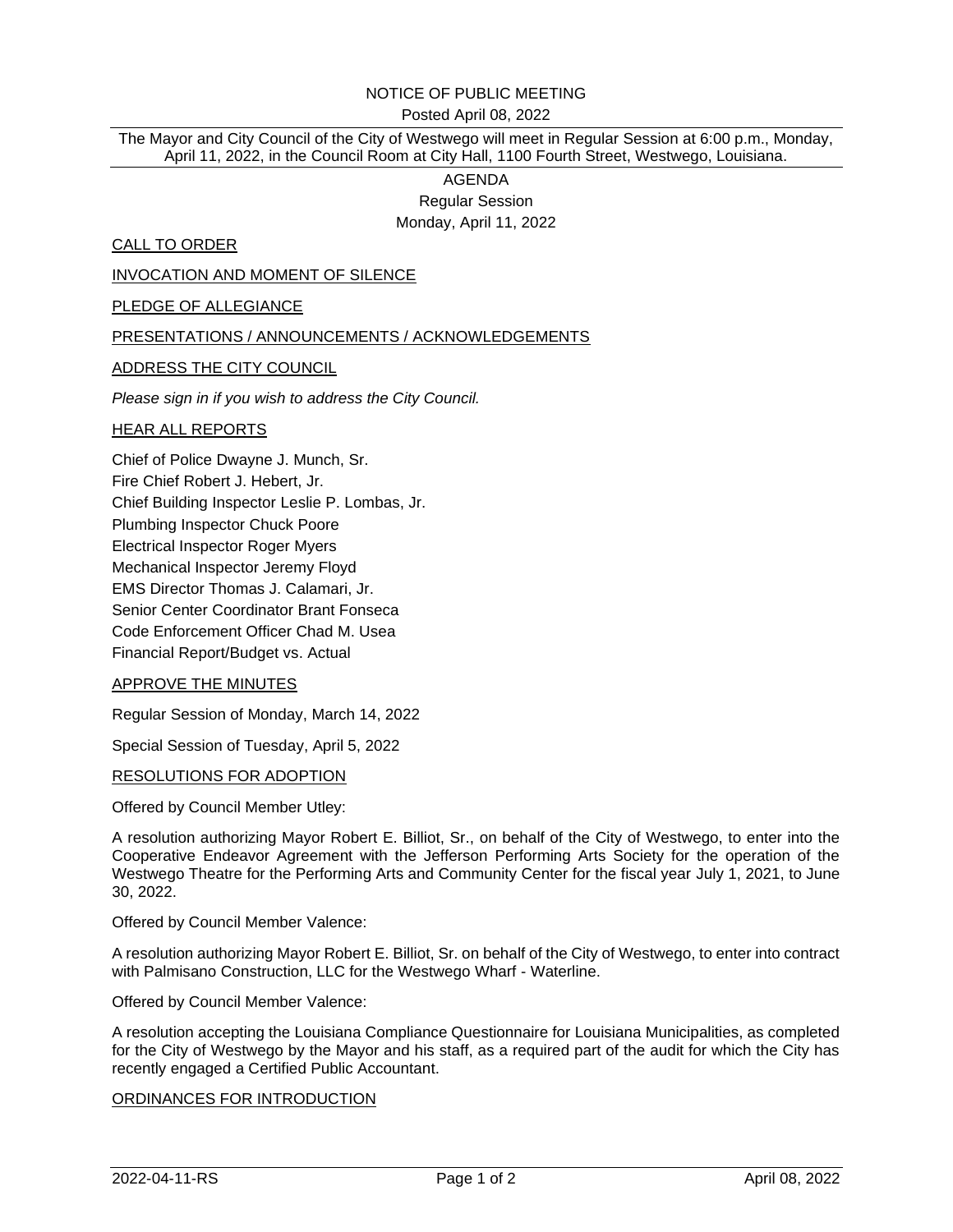NOTICE OF PUBLIC MEETING

Posted April 08, 2022

The Mayor and City Council of the City of Westwego will meet in Regular Session at 6:00 p.m., Monday, April 11, 2022, in the Council Room at City Hall, 1100 Fourth Street, Westwego, Louisiana.

AGENDA

Regular Session

Monday, April 11, 2022

## CALL TO ORDER

## INVOCATION AND MOMENT OF SILENCE

## PLEDGE OF ALLEGIANCE

## PRESENTATIONS / ANNOUNCEMENTS / ACKNOWLEDGEMENTS

## ADDRESS THE CITY COUNCIL

*Please sign in if you wish to address the City Council.*

## HEAR ALL REPORTS

Chief of Police Dwayne J. Munch, Sr.
Fire Chief Robert J. Hebert, Jr.
Chief Building Inspector Leslie P. Lombas, Jr.
Plumbing Inspector Chuck Poore
Electrical Inspector Roger Myers
Mechanical Inspector Jeremy Floyd
EMS Director Thomas J. Calamari, Jr.
Senior Center Coordinator Brant Fonseca
Code Enforcement Officer Chad M. Usea
Financial Report/Budget vs. Actual

## APPROVE THE MINUTES

Regular Session of Monday, March 14, 2022

Special Session of Tuesday, April 5, 2022

## RESOLUTIONS FOR ADOPTION

Offered by Council Member Utley:

A resolution authorizing Mayor Robert E. Billiot, Sr., on behalf of the City of Westwego, to enter into the Cooperative Endeavor Agreement with the Jefferson Performing Arts Society for the operation of the Westwego Theatre for the Performing Arts and Community Center for the fiscal year July 1, 2021, to June 30, 2022.

Offered by Council Member Valence:

A resolution authorizing Mayor Robert E. Billiot, Sr. on behalf of the City of Westwego, to enter into contract with Palmisano Construction, LLC for the Westwego Wharf - Waterline.

Offered by Council Member Valence:

A resolution accepting the Louisiana Compliance Questionnaire for Louisiana Municipalities, as completed for the City of Westwego by the Mayor and his staff, as a required part of the audit for which the City has recently engaged a Certified Public Accountant.

## ORDINANCES FOR INTRODUCTION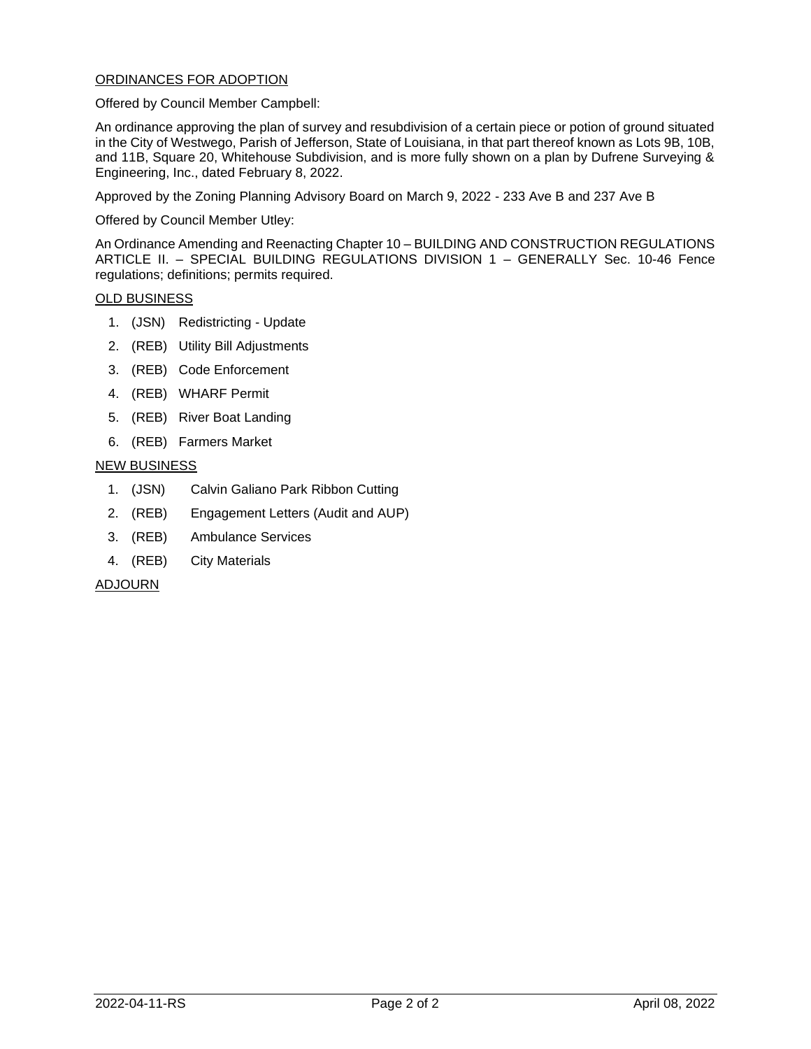## ORDINANCES FOR ADOPTION

Offered by Council Member Campbell:

An ordinance approving the plan of survey and resubdivision of a certain piece or potion of ground situated in the City of Westwego, Parish of Jefferson, State of Louisiana, in that part thereof known as Lots 9B, 10B, and 11B, Square 20, Whitehouse Subdivision, and is more fully shown on a plan by Dufrene Surveying & Engineering, Inc., dated February 8, 2022.

Approved by the Zoning Planning Advisory Board on March 9, 2022 - 233 Ave B and 237 Ave B

Offered by Council Member Utley:

An Ordinance Amending and Reenacting Chapter 10 – BUILDING AND CONSTRUCTION REGULATIONS ARTICLE II. – SPECIAL BUILDING REGULATIONS DIVISION 1 – GENERALLY Sec. 10-46 Fence regulations; definitions; permits required.

## OLD BUSINESS

1. (JSN) Redistricting - Update
2. (REB) Utility Bill Adjustments
3. (REB) Code Enforcement
4. (REB) WHARF Permit
5. (REB) River Boat Landing
6. (REB) Farmers Market

## NEW BUSINESS

1. (JSN) Calvin Galiano Park Ribbon Cutting
2. (REB) Engagement Letters (Audit and AUP)
3. (REB) Ambulance Services
4. (REB) City Materials

## ADJOURN